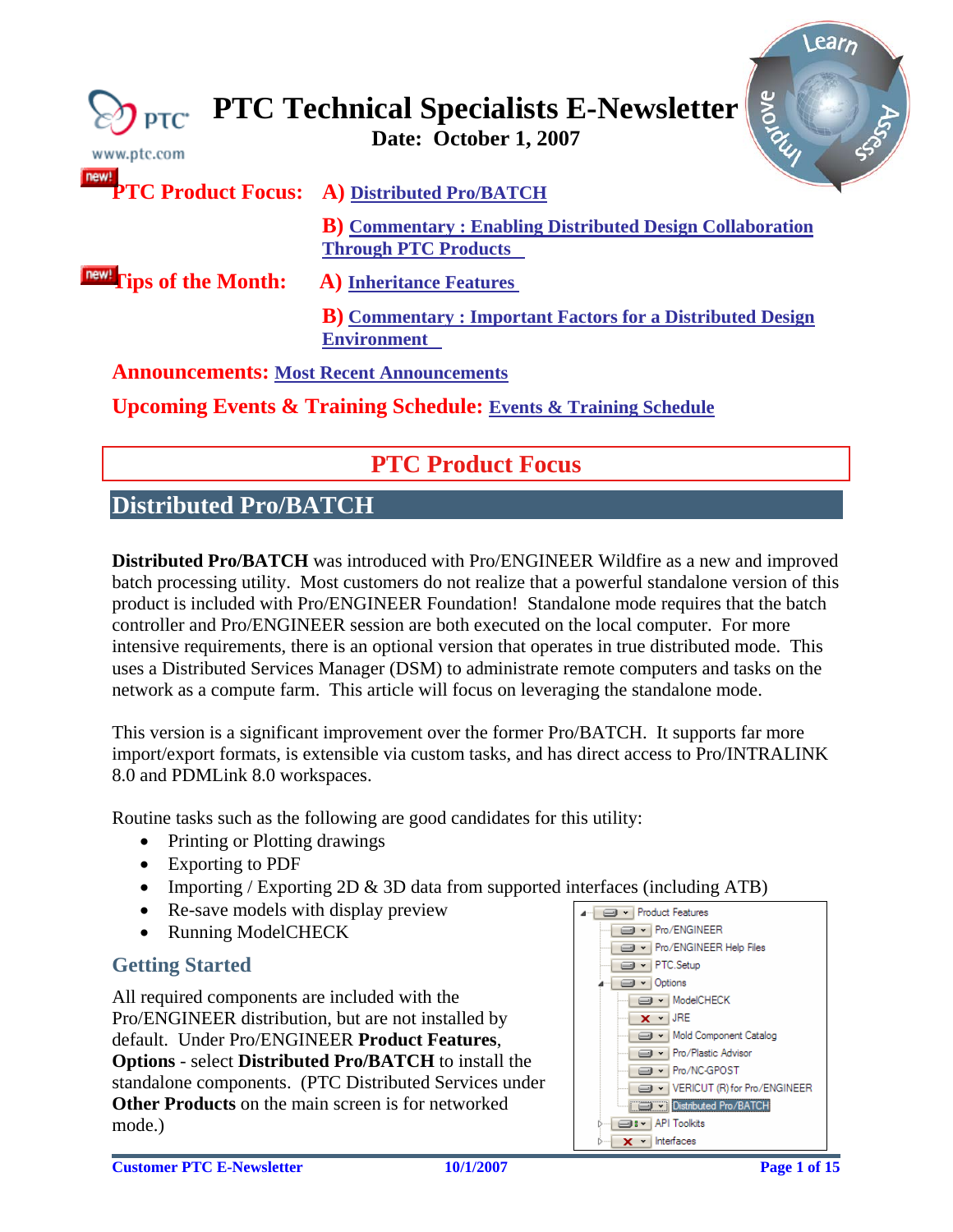# PTC Technical Specialists E-Newsletter

**Date: October 1, 2007**

**PTC Product Focus:** A) Distributed Pro/BATCH

B) Commentary : Enabling Distributed Design Collaboration Through PTC Products

**Tips of the Month:** A) Inheritance Features

B) Commentary : Important Factors for a Distributed Design Environment

**Announcements:** Most Recent Announcements

**Upcoming Events & Training Schedule:** Events & Training Schedule

# PTC Product Focus

## Distributed Pro/BATCH

**Distributed Pro/BATCH** was introduced with Pro/ENGINEER Wildfire as a new and improved batch processing utility. Most customers do not realize that a powerful standalone version of this product is included with Pro/ENGINEER Foundation! Standalone mode requires that the batch controller and Pro/ENGINEER session are both executed on the local computer. For more intensive requirements, there is an optional version that operates in true distributed mode. This uses a Distributed Services Manager (DSM) to administrate remote computers and tasks on the network as a compute farm. This article will focus on leveraging the standalone mode.

This version is a significant improvement over the former Pro/BATCH. It supports far more import/export formats, is extensible via custom tasks, and has direct access to Pro/INTRALINK 8.0 and PDMLink 8.0 workspaces.

Routine tasks such as the following are good candidates for this utility:

- Printing or Plotting drawings
- Exporting to PDF
- Importing / Exporting 2D & 3D data from supported interfaces (including ATB)
- Re-save models with display preview
- Running ModelCHECK

### Getting Started

All required components are included with the Pro/ENGINEER distribution, but are not installed by default. Under Pro/ENGINEER **Product Features**, **Options** - select **Distributed Pro/BATCH** to install the standalone components. (PTC Distributed Services under **Other Products** on the main screen is for networked mode.)

Product Features
Pro/ENGINEER
Pro/ENGINEER Help Files
PTC.Setup
Options
ModelCHECK
JRE
Mold Component Catalog
Pro/Plastic Advisor
Pro/NC-GPOST
VERICUT (R) for Pro/ENGINEER
Distributed Pro/BATCH
API Toolkits
Interfaces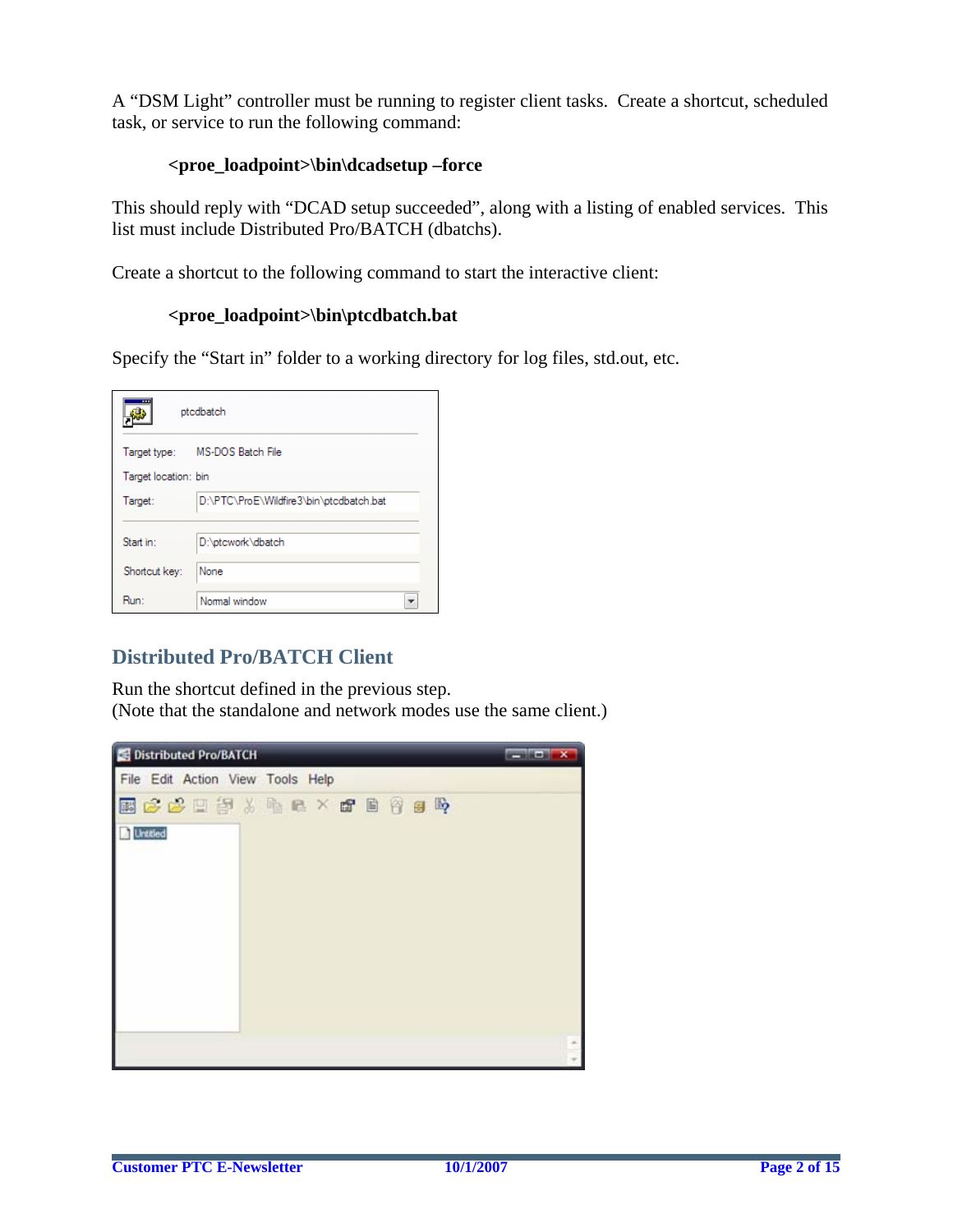A "DSM Light" controller must be running to register client tasks. Create a shortcut, scheduled task, or service to run the following command:

**<proe_loadpoint>\bin\dcadsetup –force**

This should reply with "DCAD setup succeeded", along with a listing of enabled services. This list must include Distributed Pro/BATCH (dbatchs).

Create a shortcut to the following command to start the interactive client:

**<proe_loadpoint>\bin\ptcdbatch.bat**

Specify the "Start in" folder to a working directory for log files, std.out, etc.

## Distributed Pro/BATCH Client

Run the shortcut defined in the previous step.
(Note that the standalone and network modes use the same client.)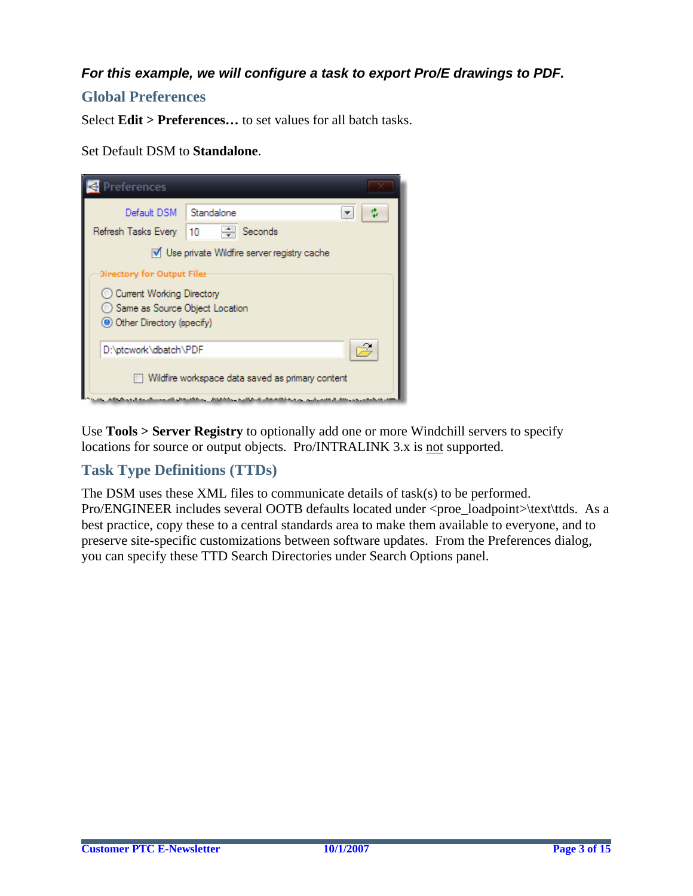***For this example, we will configure a task to export Pro/E drawings to PDF.***

## Global Preferences

Select **Edit > Preferences…** to set values for all batch tasks.

Set Default DSM to **Standalone**.

Use **Tools > Server Registry** to optionally add one or more Windchill servers to specify locations for source or output objects. Pro/INTRALINK 3.x is not supported.

## Task Type Definitions (TTDs)

The DSM uses these XML files to communicate details of task(s) to be performed. Pro/ENGINEER includes several OOTB defaults located under <proe_loadpoint>\text\ttds. As a best practice, copy these to a central standards area to make them available to everyone, and to preserve site-specific customizations between software updates. From the Preferences dialog, you can specify these TTD Search Directories under Search Options panel.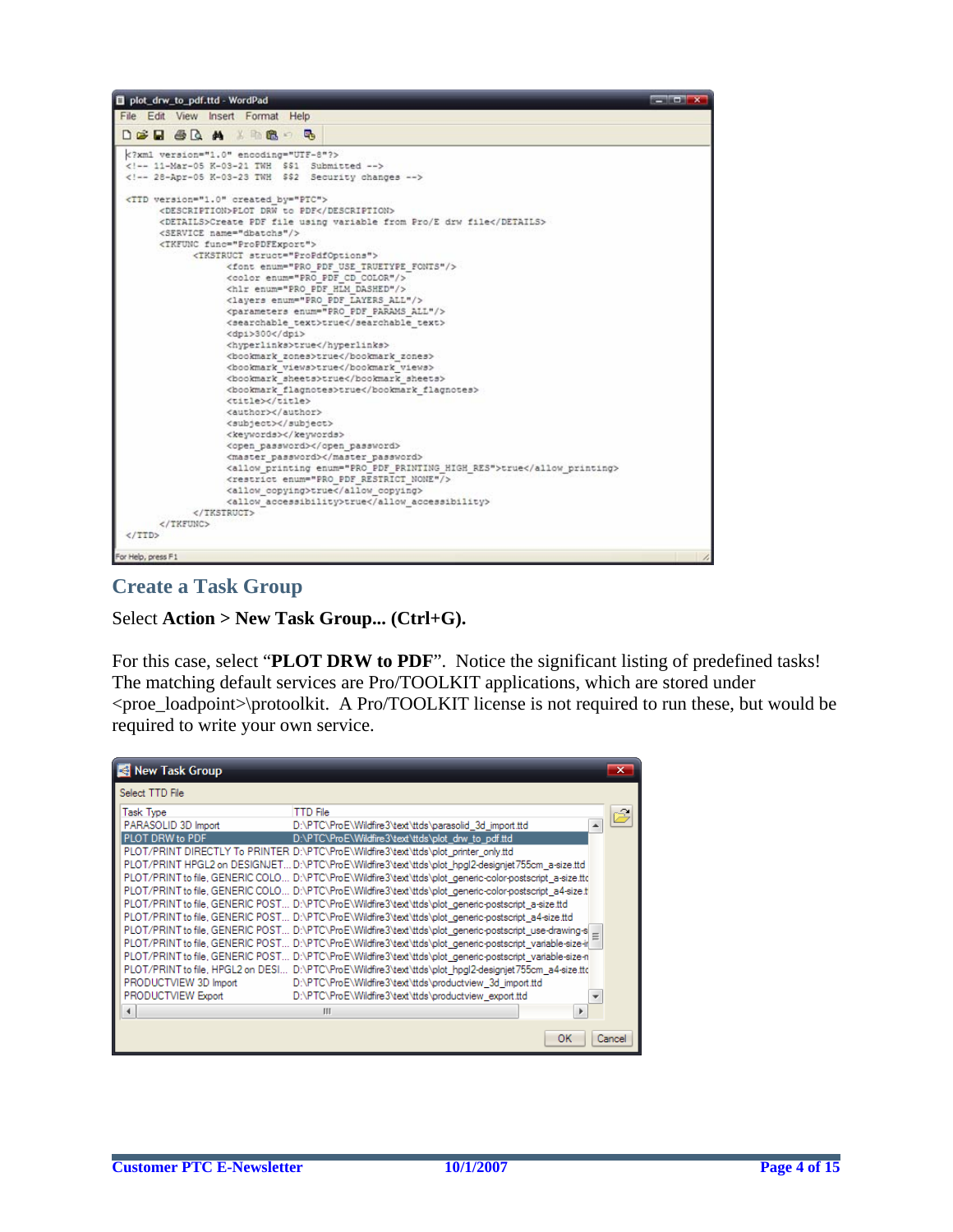```
<?xml version="1.0" encoding="UTF-8"?>
<!-- 11-Mar-05 K-03-21 TWH  $$1  Submitted -->
<!-- 28-Apr-05 K-03-23 TWH  $$2  Security changes -->

<TTD version="1.0" created_by="PTC">
        <DESCRIPTION>PLOT DRW to PDF</DESCRIPTION>
        <DETAILS>Create PDF file using variable from Pro/E drw file</DETAILS>
        <SERVICE name="dbatchs"/>
        <TKFUNC func="ProPDFExport">
                <TKSTRUCT struct="ProPdfOptions">
                        <font enum="PRO_PDF_USE_TRUETYPE_FONTS"/>
                        <color enum="PRO_PDF_CD_COLOR"/>
                        <hlr enum="PRO_PDF_HLM_DASHED"/>
                        <layers enum="PRO_PDF_LAYERS_ALL"/>
                        <parameters enum="PRO_PDF_PARAMS_ALL"/>
                        <searchable_text>true</searchable_text>
                        <dpi>300</dpi>
                        <hyperlinks>true</hyperlinks>
                        <bookmark_zones>true</bookmark_zones>
                        <bookmark_views>true</bookmark_views>
                        <bookmark_sheets>true</bookmark_sheets>
                        <bookmark_flagnotes>true</bookmark_flagnotes>
                        <title></title>
                        <author></author>
                        <subject></subject>
                        <keywords></keywords>
                        <open_password></open_password>
                        <master_password></master_password>
                        <allow_printing enum="PRO_PDF_PRINTING_HIGH_RES">true</allow_printing>
                        <restrict enum="PRO_PDF_RESTRICT_NONE"/>
                        <allow_copying>true</allow_copying>
                        <allow_accessibility>true</allow_accessibility>
                </TKSTRUCT>
        </TKFUNC>
</TTD>
```

## Create a Task Group

Select **Action > New Task Group... (Ctrl+G).**

For this case, select "**PLOT DRW to PDF**". Notice the significant listing of predefined tasks! The matching default services are Pro/TOOLKIT applications, which are stored under <proe_loadpoint>\protoolkit. A Pro/TOOLKIT license is not required to run these, but would be required to write your own service.

**New Task Group** — Select TTD File

| Task Type | TTD File |
|---|---|
| PARASOLID 3D Import | D:\PTC\ProE\Wildfire3\text\ttds\parasolid_3d_import.ttd |
| PLOT DRW to PDF | D:\PTC\ProE\Wildfire3\text\ttds\plot_drw_to_pdf.ttd |
| PLOT/PRINT DIRECTLY To PRINTER | D:\PTC\ProE\Wildfire3\text\ttds\plot_printer_only.ttd |
| PLOT/PRINT HPGL2 on DESIGNJET... | D:\PTC\ProE\Wildfire3\text\ttds\plot_hpgl2-designjet755cm_a-size.ttd |
| PLOT/PRINT to file, GENERIC COLO... | D:\PTC\ProE\Wildfire3\text\ttds\plot_generic-color-postscript_a-size.ttc |
| PLOT/PRINT to file, GENERIC COLO... | D:\PTC\ProE\Wildfire3\text\ttds\plot_generic-color-postscript_a4-size.t |
| PLOT/PRINT to file, GENERIC POST... | D:\PTC\ProE\Wildfire3\text\ttds\plot_generic-postscript_a-size.ttd |
| PLOT/PRINT to file, GENERIC POST... | D:\PTC\ProE\Wildfire3\text\ttds\plot_generic-postscript_a4-size.ttd |
| PLOT/PRINT to file, GENERIC POST... | D:\PTC\ProE\Wildfire3\text\ttds\plot_generic-postscript_use-drawing-s |
| PLOT/PRINT to file, GENERIC POST... | D:\PTC\ProE\Wildfire3\text\ttds\plot_generic-postscript_variable-size-i |
| PLOT/PRINT to file, GENERIC POST... | D:\PTC\ProE\Wildfire3\text\ttds\plot_generic-postscript_variable-size-n |
| PLOT/PRINT to file, HPGL2 on DESI... | D:\PTC\ProE\Wildfire3\text\ttds\plot_hpgl2-designjet755cm_a4-size.ttc |
| PRODUCTVIEW 3D Import | D:\PTC\ProE\Wildfire3\text\ttds\productview_3d_import.ttd |
| PRODUCTVIEW Export | D:\PTC\ProE\Wildfire3\text\ttds\productview_export.ttd |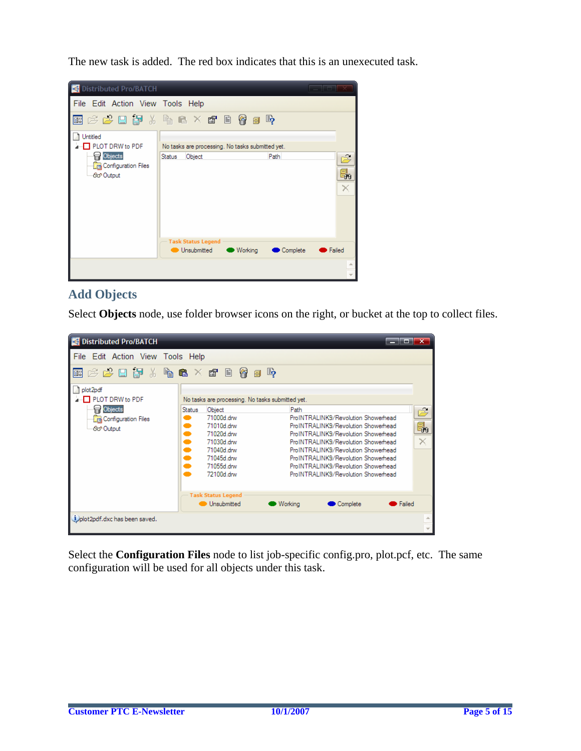The new task is added.  The red box indicates that this is an unexecuted task.

## Add Objects

Select **Objects** node, use folder browser icons on the right, or bucket at the top to collect files.

Select the **Configuration Files** node to list job-specific config.pro, plot.pcf, etc.  The same configuration will be used for all objects under this task.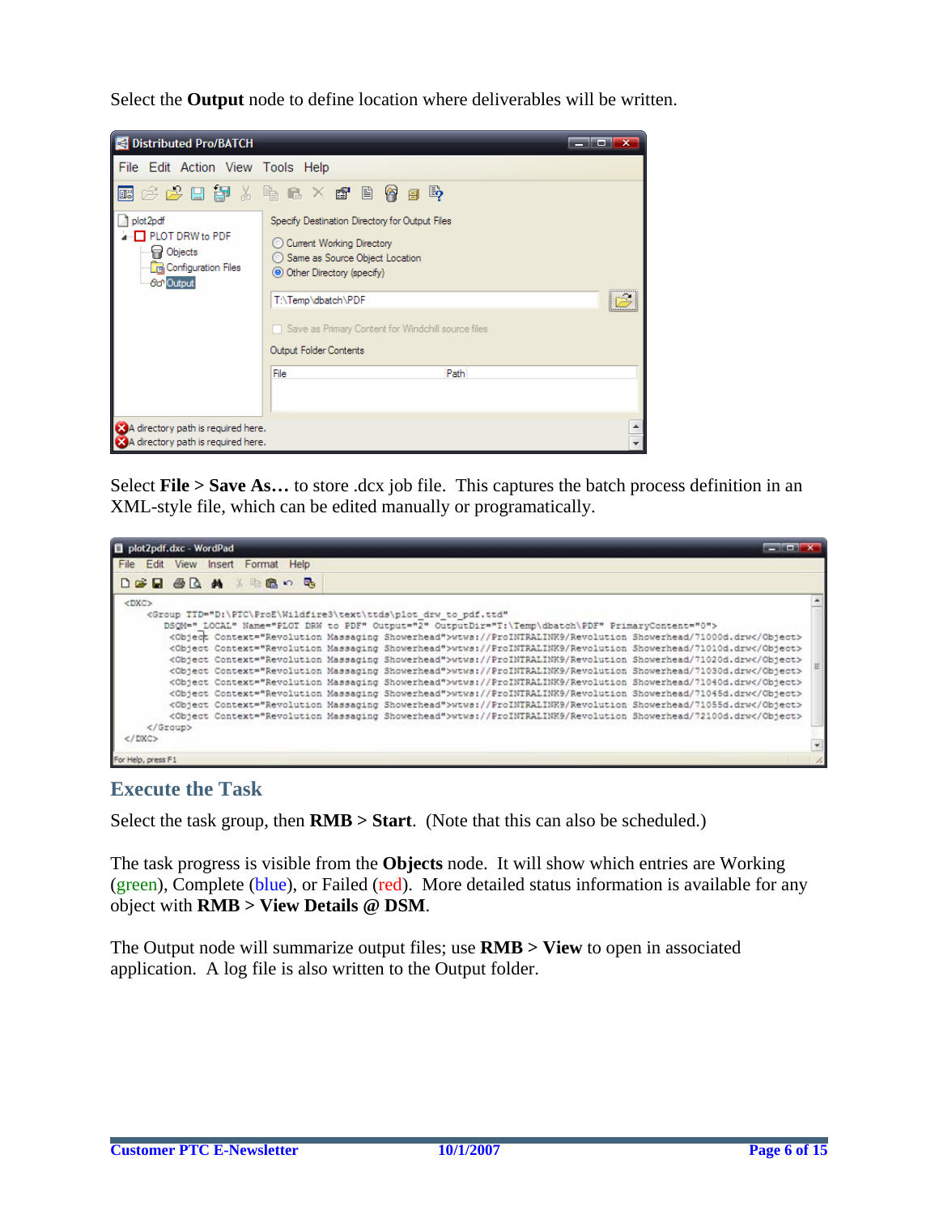Select the **Output** node to define location where deliverables will be written.

Select **File > Save As…** to store .dcx job file. This captures the batch process definition in an XML-style file, which can be edited manually or programatically.

## Execute the Task

Select the task group, then **RMB > Start**. (Note that this can also be scheduled.)

The task progress is visible from the **Objects** node. It will show which entries are Working (green), Complete (blue), or Failed (red). More detailed status information is available for any object with **RMB > View Details @ DSM**.

The Output node will summarize output files; use **RMB > View** to open in associated application. A log file is also written to the Output folder.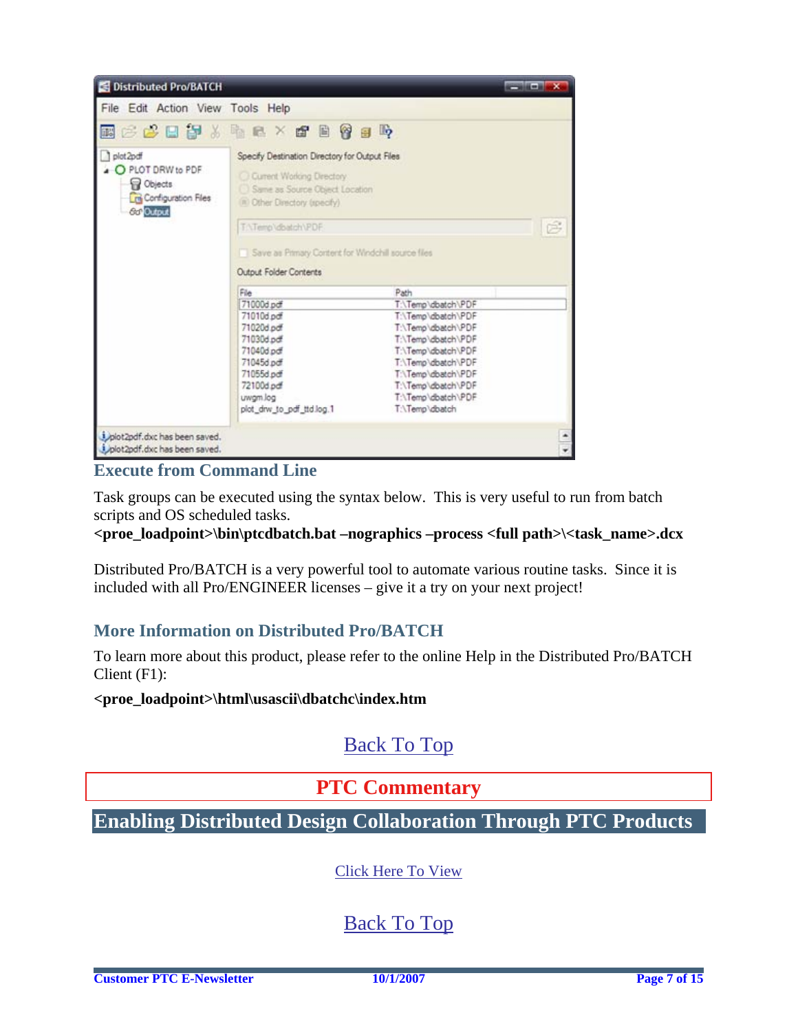## Execute from Command Line

Task groups can be executed using the syntax below. This is very useful to run from batch scripts and OS scheduled tasks.

**<proe_loadpoint>\bin\ptcdbatch.bat –nographics –process <full path>\<task_name>.dcx**

Distributed Pro/BATCH is a very powerful tool to automate various routine tasks. Since it is included with all Pro/ENGINEER licenses – give it a try on your next project!

## More Information on Distributed Pro/BATCH

To learn more about this product, please refer to the online Help in the Distributed Pro/BATCH Client (F1):

**<proe_loadpoint>\html\usascii\dbatchc\index.htm**

Back To Top

## PTC Commentary

## Enabling Distributed Design Collaboration Through PTC Products

Click Here To View

Back To Top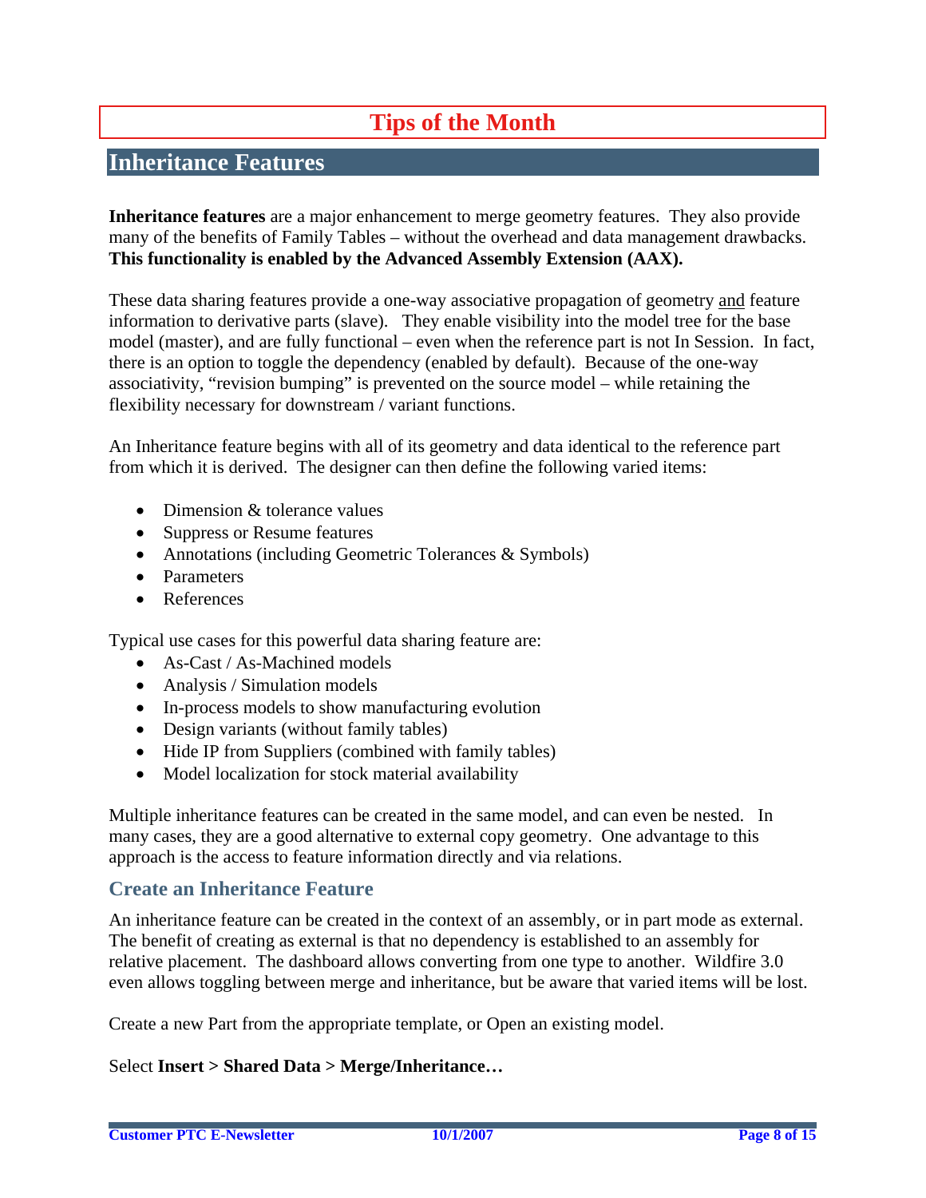# Tips of the Month

## Inheritance Features

**Inheritance features** are a major enhancement to merge geometry features. They also provide many of the benefits of Family Tables – without the overhead and data management drawbacks. **This functionality is enabled by the Advanced Assembly Extension (AAX).**

These data sharing features provide a one-way associative propagation of geometry and feature information to derivative parts (slave). They enable visibility into the model tree for the base model (master), and are fully functional – even when the reference part is not In Session. In fact, there is an option to toggle the dependency (enabled by default). Because of the one-way associativity, "revision bumping" is prevented on the source model – while retaining the flexibility necessary for downstream / variant functions.

An Inheritance feature begins with all of its geometry and data identical to the reference part from which it is derived. The designer can then define the following varied items:

- Dimension & tolerance values
- Suppress or Resume features
- Annotations (including Geometric Tolerances & Symbols)
- Parameters
- References

Typical use cases for this powerful data sharing feature are:

- As-Cast / As-Machined models
- Analysis / Simulation models
- In-process models to show manufacturing evolution
- Design variants (without family tables)
- Hide IP from Suppliers (combined with family tables)
- Model localization for stock material availability

Multiple inheritance features can be created in the same model, and can even be nested. In many cases, they are a good alternative to external copy geometry. One advantage to this approach is the access to feature information directly and via relations.

### Create an Inheritance Feature

An inheritance feature can be created in the context of an assembly, or in part mode as external. The benefit of creating as external is that no dependency is established to an assembly for relative placement. The dashboard allows converting from one type to another. Wildfire 3.0 even allows toggling between merge and inheritance, but be aware that varied items will be lost.

Create a new Part from the appropriate template, or Open an existing model.

Select **Insert > Shared Data > Merge/Inheritance…**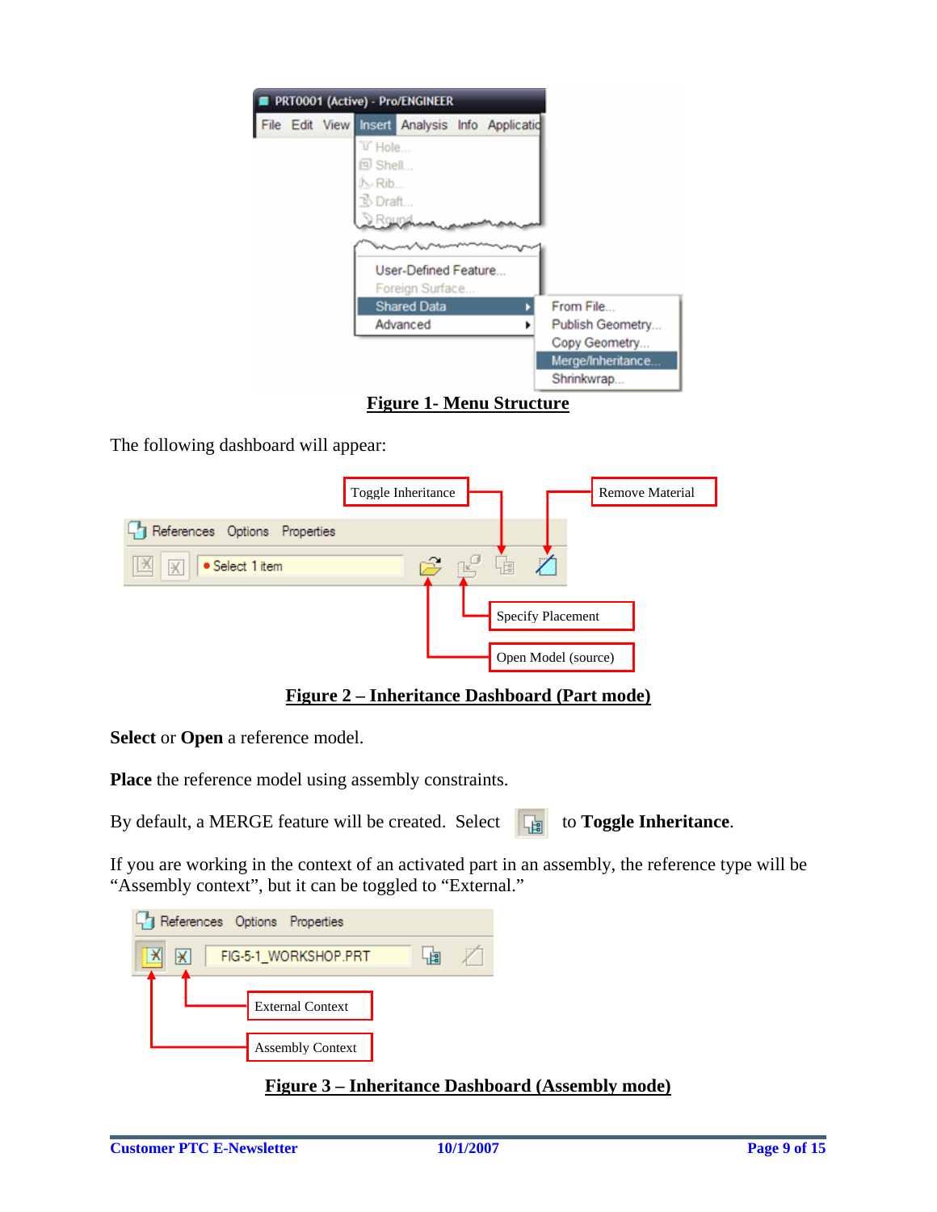**Figure 1- Menu Structure**

The following dashboard will appear:

**Figure 2 – Inheritance Dashboard (Part mode)**

**Select** or **Open** a reference model.

**Place** the reference model using assembly constraints.

By default, a MERGE feature will be created. Select to **Toggle Inheritance**.

If you are working in the context of an activated part in an assembly, the reference type will be "Assembly context", but it can be toggled to "External."

**Figure 3 – Inheritance Dashboard (Assembly mode)**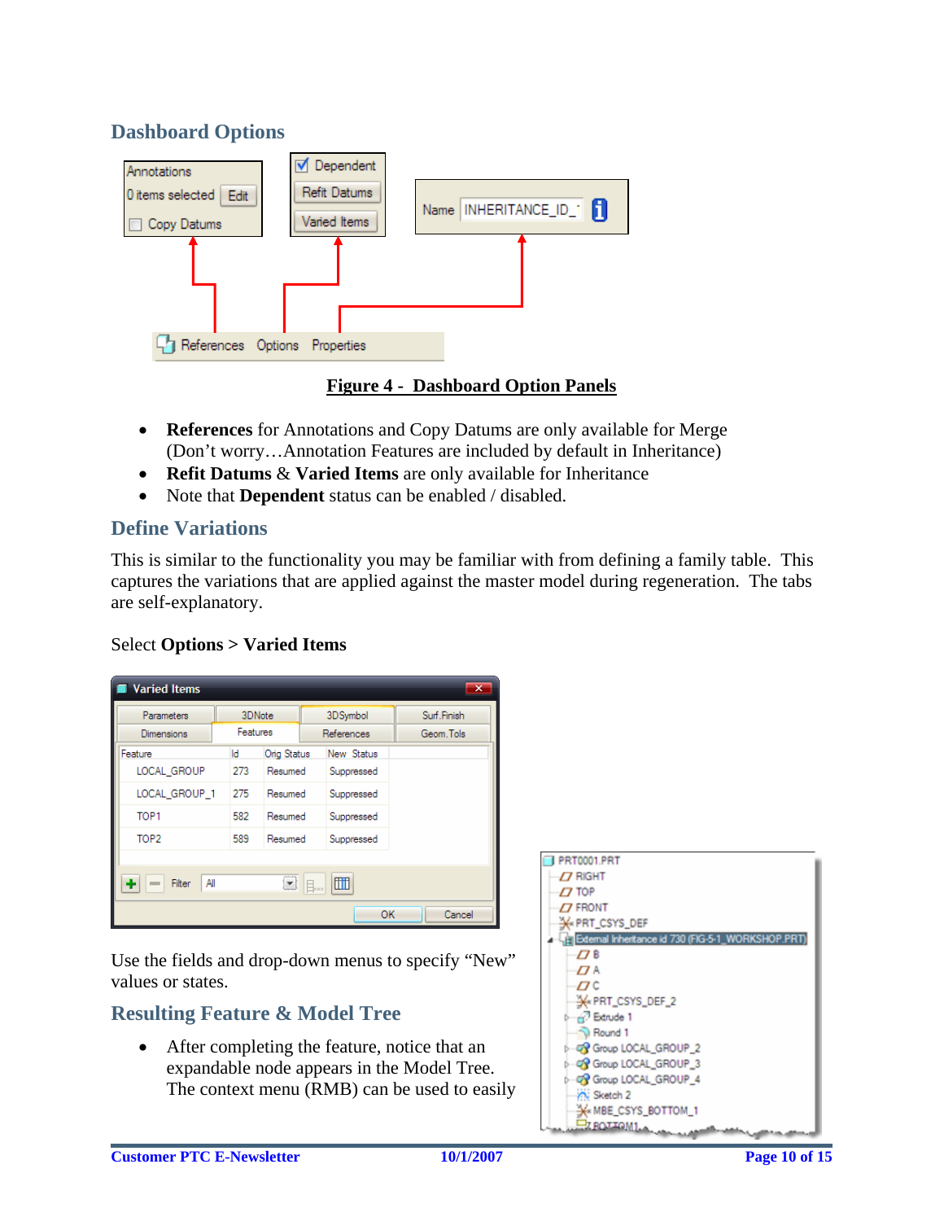## Dashboard Options

**Figure 4 - Dashboard Option Panels**

- **References** for Annotations and Copy Datums are only available for Merge (Don't worry…Annotation Features are included by default in Inheritance)
- **Refit Datums** & **Varied Items** are only available for Inheritance
- Note that **Dependent** status can be enabled / disabled.

## Define Variations

This is similar to the functionality you may be familiar with from defining a family table. This captures the variations that are applied against the master model during regeneration. The tabs are self-explanatory.

Select **Options** > **Varied Items**

Use the fields and drop-down menus to specify "New" values or states.

## Resulting Feature & Model Tree

- After completing the feature, notice that an expandable node appears in the Model Tree. The context menu (RMB) can be used to easily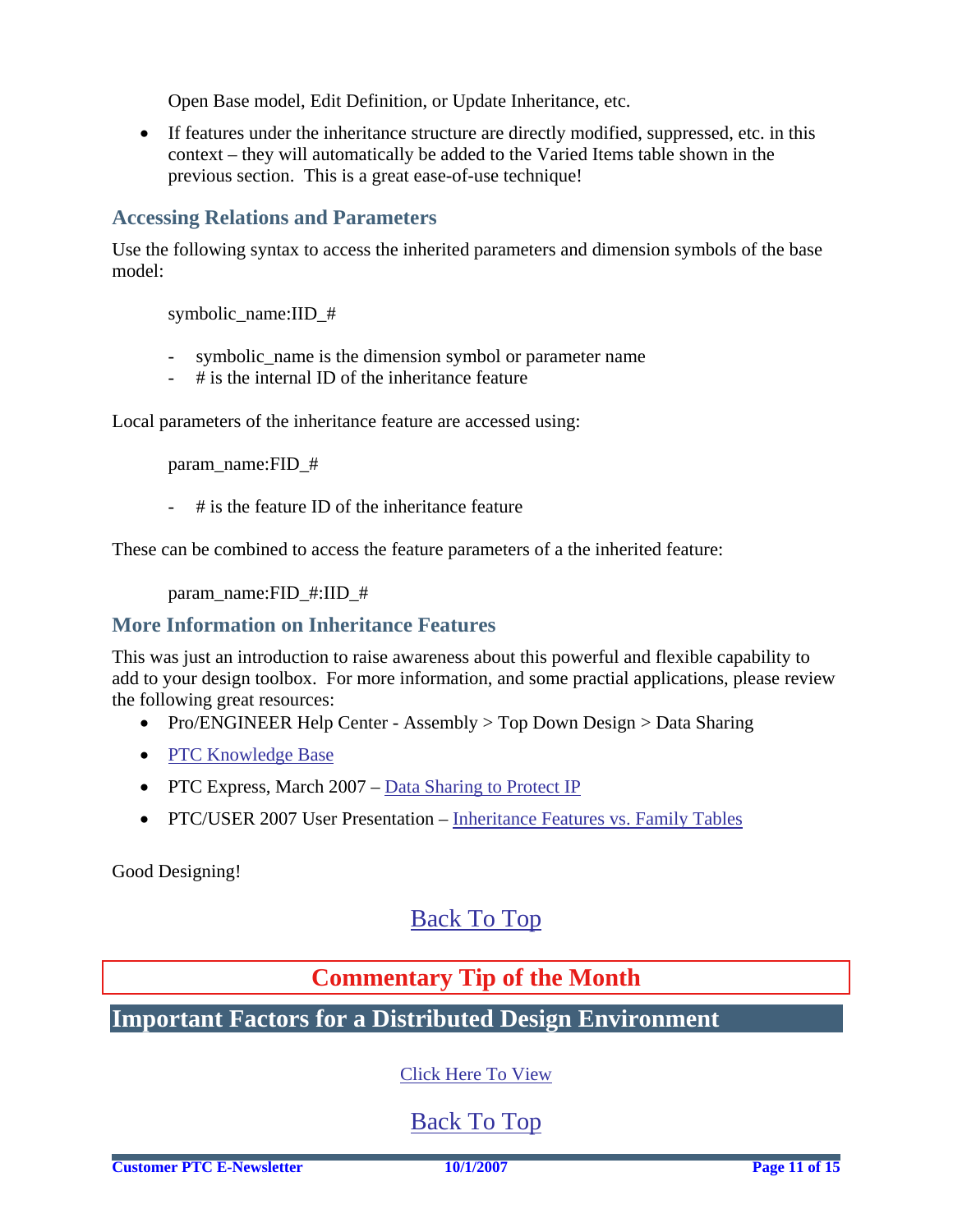Open Base model, Edit Definition, or Update Inheritance, etc.

- If features under the inheritance structure are directly modified, suppressed, etc. in this context – they will automatically be added to the Varied Items table shown in the previous section. This is a great ease-of-use technique!

### Accessing Relations and Parameters

Use the following syntax to access the inherited parameters and dimension symbols of the base model:

symbolic_name:IID_#

- symbolic_name is the dimension symbol or parameter name
- # is the internal ID of the inheritance feature

Local parameters of the inheritance feature are accessed using:

param_name:FID_#

- # is the feature ID of the inheritance feature

These can be combined to access the feature parameters of a the inherited feature:

param_name:FID_#:IID_#

### More Information on Inheritance Features

This was just an introduction to raise awareness about this powerful and flexible capability to add to your design toolbox. For more information, and some practial applications, please review the following great resources:

- Pro/ENGINEER Help Center - Assembly > Top Down Design > Data Sharing
- PTC Knowledge Base
- PTC Express, March 2007 – Data Sharing to Protect IP
- PTC/USER 2007 User Presentation – Inheritance Features vs. Family Tables

Good Designing!

Back To Top

## Commentary Tip of the Month

## Important Factors for a Distributed Design Environment

Click Here To View

Back To Top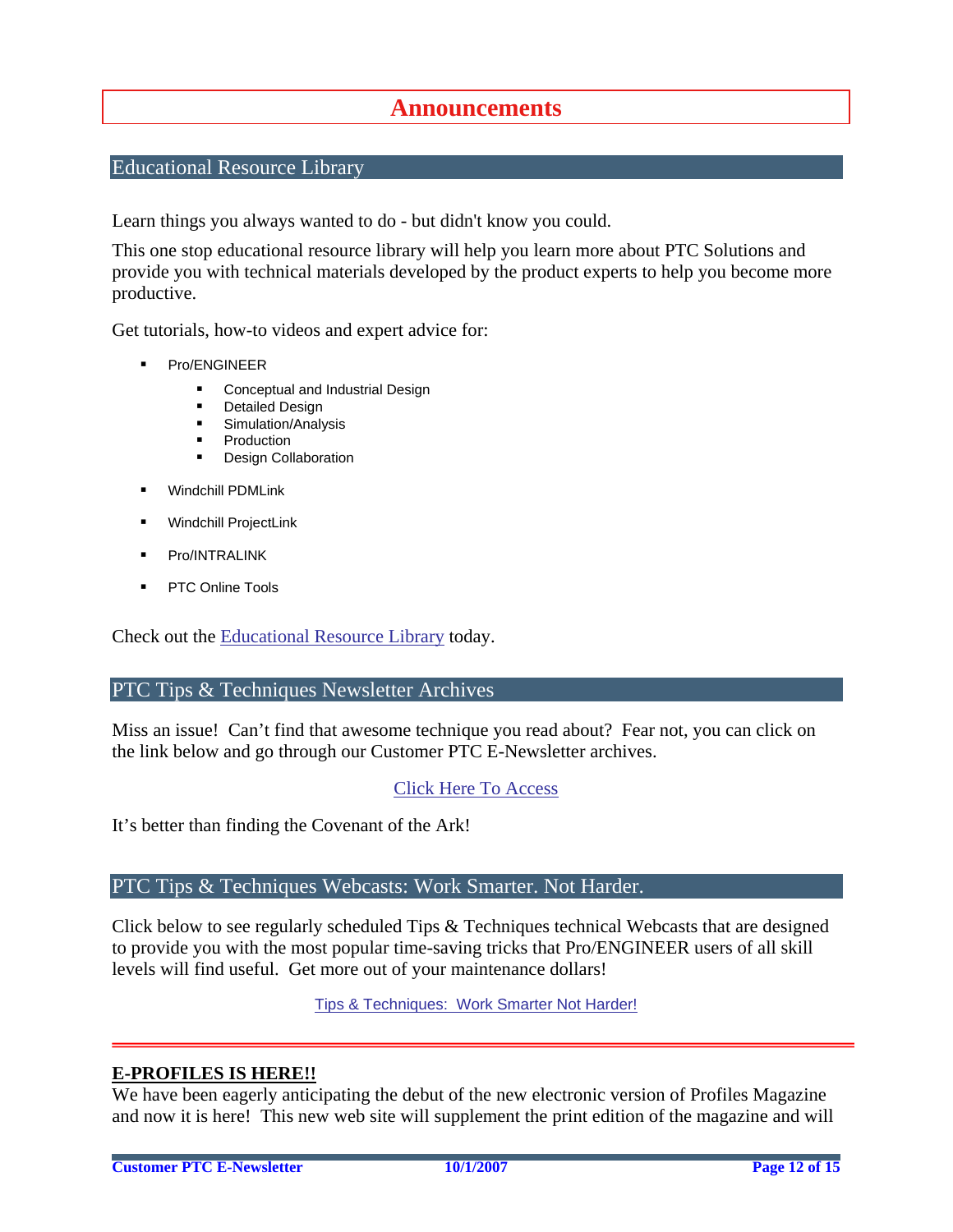# Announcements

## Educational Resource Library

Learn things you always wanted to do - but didn't know you could.

This one stop educational resource library will help you learn more about PTC Solutions and provide you with technical materials developed by the product experts to help you become more productive.

Get tutorials, how-to videos and expert advice for:

- Pro/ENGINEER
  - Conceptual and Industrial Design
  - Detailed Design
  - Simulation/Analysis
  - Production
  - Design Collaboration
- Windchill PDMLink
- Windchill ProjectLink
- Pro/INTRALINK
- PTC Online Tools

Check out the Educational Resource Library today.

## PTC Tips & Techniques Newsletter Archives

Miss an issue! Can't find that awesome technique you read about? Fear not, you can click on the link below and go through our Customer PTC E-Newsletter archives.

Click Here To Access

It's better than finding the Covenant of the Ark!

## PTC Tips & Techniques Webcasts: Work Smarter. Not Harder.

Click below to see regularly scheduled Tips & Techniques technical Webcasts that are designed to provide you with the most popular time-saving tricks that Pro/ENGINEER users of all skill levels will find useful. Get more out of your maintenance dollars!

Tips & Techniques: Work Smarter Not Harder!

---

**E-PROFILES IS HERE!!**

We have been eagerly anticipating the debut of the new electronic version of Profiles Magazine and now it is here! This new web site will supplement the print edition of the magazine and will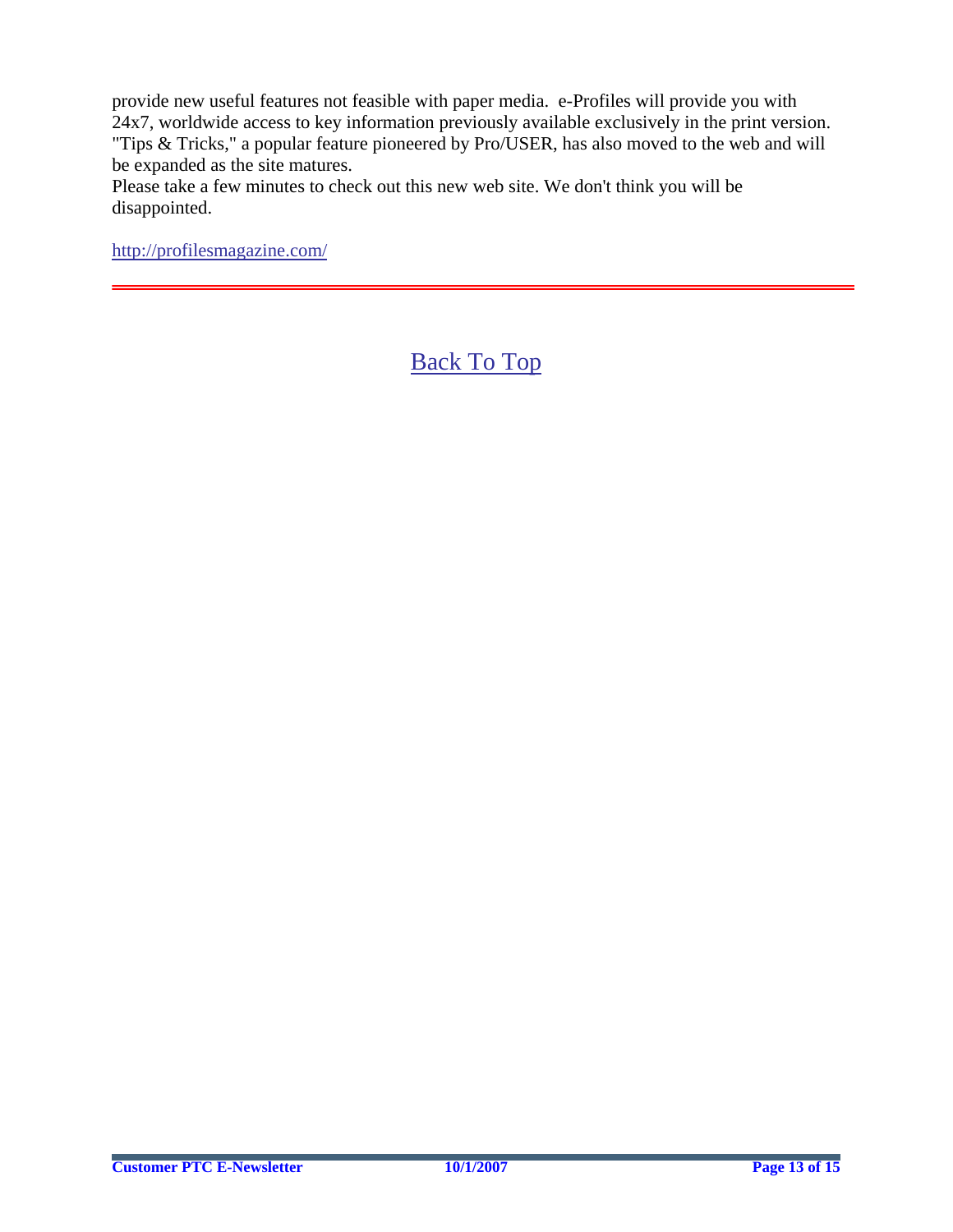provide new useful features not feasible with paper media. e-Profiles will provide you with 24x7, worldwide access to key information previously available exclusively in the print version. "Tips & Tricks," a popular feature pioneered by Pro/USER, has also moved to the web and will be expanded as the site matures.

Please take a few minutes to check out this new web site. We don't think you will be disappointed.

http://profilesmagazine.com/

---

Back To Top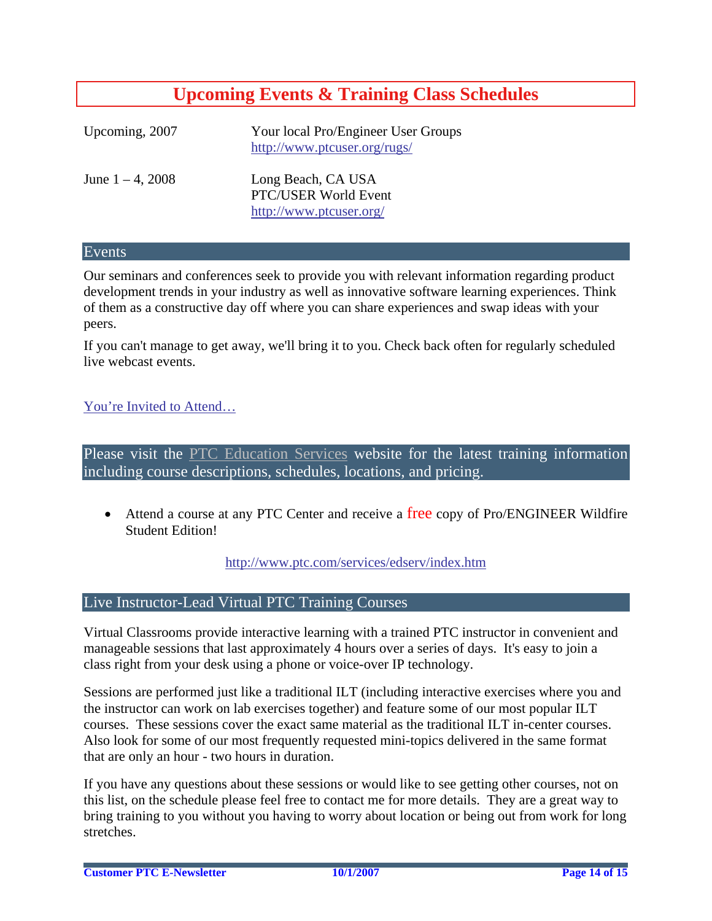# Upcoming Events & Training Class Schedules

| | |
|---|---|
| Upcoming, 2007 | Your local Pro/Engineer User Groups<br>http://www.ptcuser.org/rugs/ |
| June 1 – 4, 2008 | Long Beach, CA USA<br>PTC/USER World Event<br>http://www.ptcuser.org/ |

## Events

Our seminars and conferences seek to provide you with relevant information regarding product development trends in your industry as well as innovative software learning experiences. Think of them as a constructive day off where you can share experiences and swap ideas with your peers.

If you can't manage to get away, we'll bring it to you. Check back often for regularly scheduled live webcast events.

You're Invited to Attend…

## Please visit the PTC Education Services website for the latest training information including course descriptions, schedules, locations, and pricing.

- Attend a course at any PTC Center and receive a free copy of Pro/ENGINEER Wildfire Student Edition!

http://www.ptc.com/services/edserv/index.htm

## Live Instructor-Lead Virtual PTC Training Courses

Virtual Classrooms provide interactive learning with a trained PTC instructor in convenient and manageable sessions that last approximately 4 hours over a series of days. It's easy to join a class right from your desk using a phone or voice-over IP technology.

Sessions are performed just like a traditional ILT (including interactive exercises where you and the instructor can work on lab exercises together) and feature some of our most popular ILT courses. These sessions cover the exact same material as the traditional ILT in-center courses. Also look for some of our most frequently requested mini-topics delivered in the same format that are only an hour - two hours in duration.

If you have any questions about these sessions or would like to see getting other courses, not on this list, on the schedule please feel free to contact me for more details. They are a great way to bring training to you without you having to worry about location or being out from work for long stretches.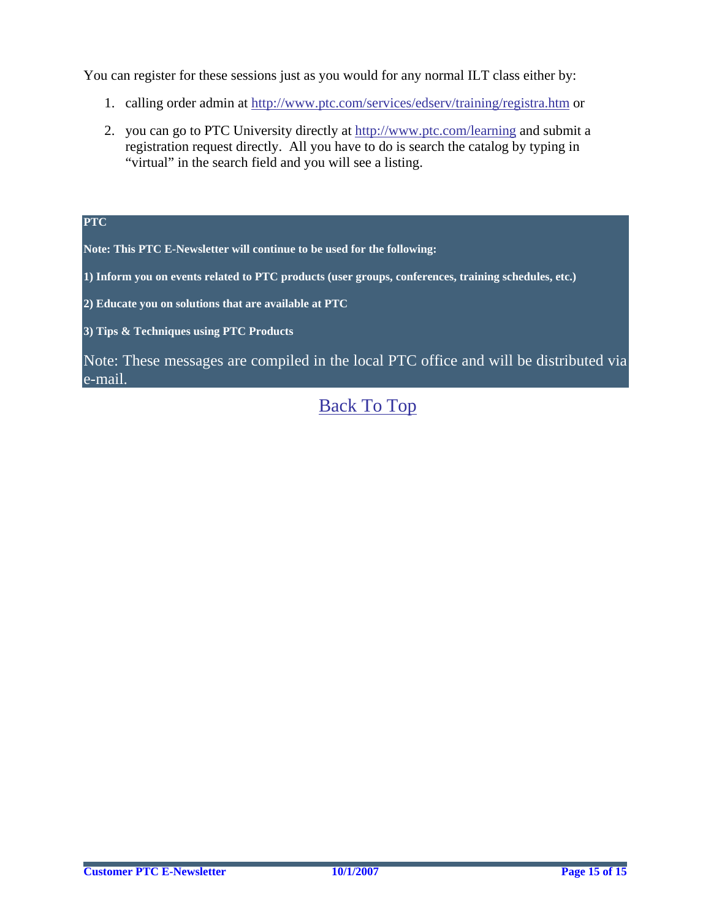You can register for these sessions just as you would for any normal ILT class either by:

1. calling order admin at http://www.ptc.com/services/edserv/training/registra.htm or
2. you can go to PTC University directly at http://www.ptc.com/learning and submit a registration request directly. All you have to do is search the catalog by typing in "virtual" in the search field and you will see a listing.

**PTC**

**Note: This PTC E-Newsletter will continue to be used for the following:**

**1) Inform you on events related to PTC products (user groups, conferences, training schedules, etc.)**

**2) Educate you on solutions that are available at PTC**

**3) Tips & Techniques using PTC Products**

Note: These messages are compiled in the local PTC office and will be distributed via e-mail.

Back To Top